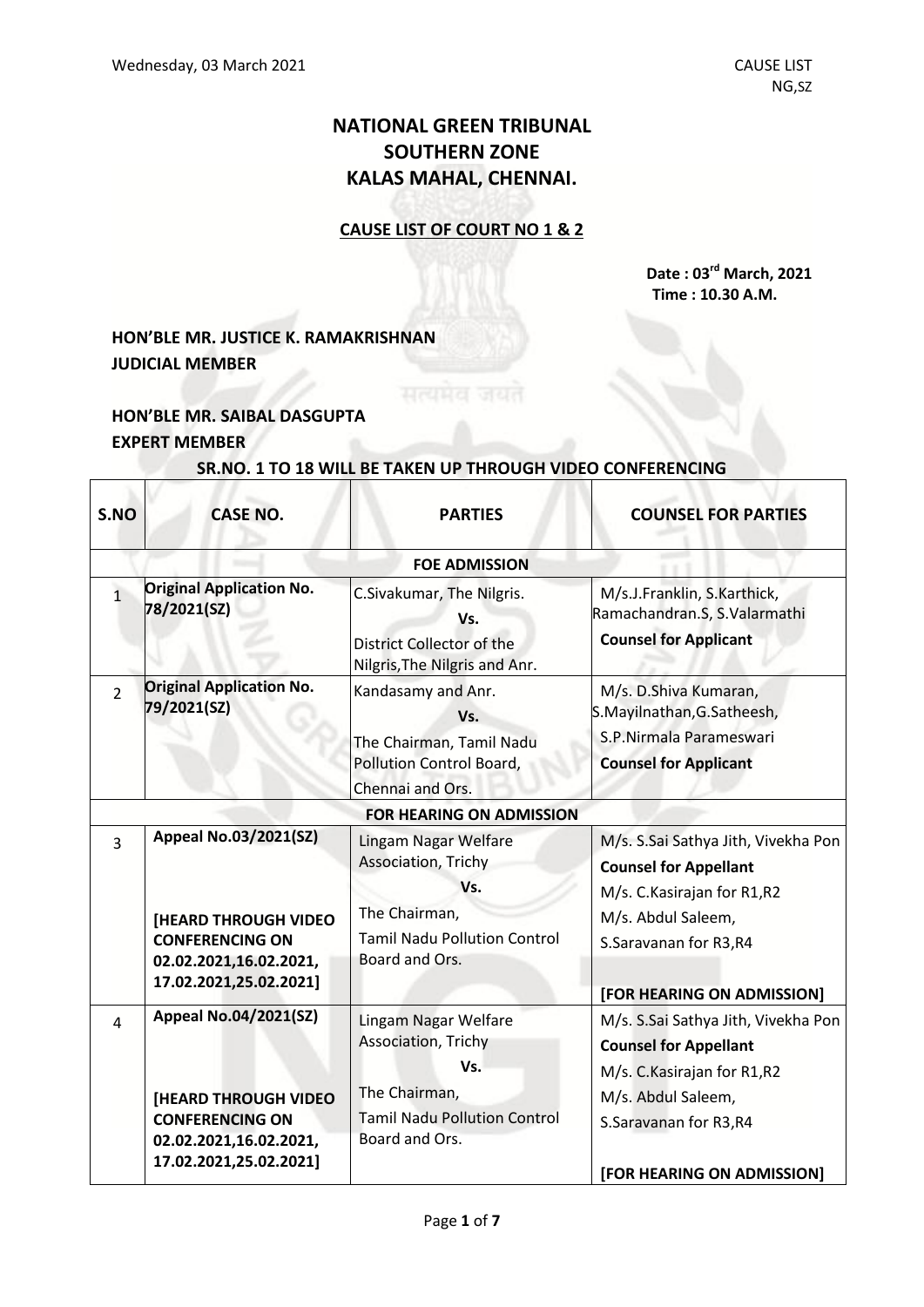Wednesday, 03 March 2021 | CAUSE LIST NG,SZ

# NATIONAL GREEN TRIBUNAL
# SOUTHERN ZONE
# KALAS MAHAL, CHENNAI.

## CAUSE LIST OF COURT NO 1 & 2

**Date : 03rd March, 2021**
**Time : 10.30 A.M.**

**HON'BLE MR. JUSTICE K. RAMAKRISHNAN**
**JUDICIAL MEMBER**

**HON'BLE MR. SAIBAL DASGUPTA**
**EXPERT MEMBER**

**SR.NO. 1 TO 18 WILL BE TAKEN UP THROUGH VIDEO CONFERENCING**

| S.NO | CASE NO. | PARTIES | COUNSEL FOR PARTIES |
|---|---|---|---|
| | | **FOE ADMISSION** | |
| 1 | **Original Application No. 78/2021(SZ)** | C.Sivakumar, The Nilgris.<br>Vs.<br>District Collector of the Nilgris,The Nilgris and Anr. | M/s.J.Franklin, S.Karthick, Ramachandran.S, S.Valarmathi<br>**Counsel for Applicant** |
| 2 | **Original Application No. 79/2021(SZ)** | Kandasamy and Anr.<br>Vs.<br>The Chairman, Tamil Nadu Pollution Control Board, Chennai and Ors. | M/s. D.Shiva Kumaran, S.Mayilnathan,G.Satheesh, S.P.Nirmala Parameswari<br>**Counsel for Applicant** |
| | | **FOR HEARING ON ADMISSION** | |
| 3 | **Appeal No.03/2021(SZ)**<br><br>**[HEARD THROUGH VIDEO CONFERENCING ON 02.02.2021,16.02.2021, 17.02.2021,25.02.2021]** | Lingam Nagar Welfare Association, Trichy<br>Vs.<br>The Chairman, Tamil Nadu Pollution Control Board and Ors. | M/s. S.Sai Sathya Jith, Vivekha Pon<br>**Counsel for Appellant**<br>M/s. C.Kasirajan for R1,R2<br>M/s. Abdul Saleem, S.Saravanan for R3,R4<br><br>**[FOR HEARING ON ADMISSION]** |
| 4 | **Appeal No.04/2021(SZ)**<br><br>**[HEARD THROUGH VIDEO CONFERENCING ON 02.02.2021,16.02.2021, 17.02.2021,25.02.2021]** | Lingam Nagar Welfare Association, Trichy<br>Vs.<br>The Chairman, Tamil Nadu Pollution Control Board and Ors. | M/s. S.Sai Sathya Jith, Vivekha Pon<br>**Counsel for Appellant**<br>M/s. C.Kasirajan for R1,R2<br>M/s. Abdul Saleem, S.Saravanan for R3,R4<br><br>**[FOR HEARING ON ADMISSION]** |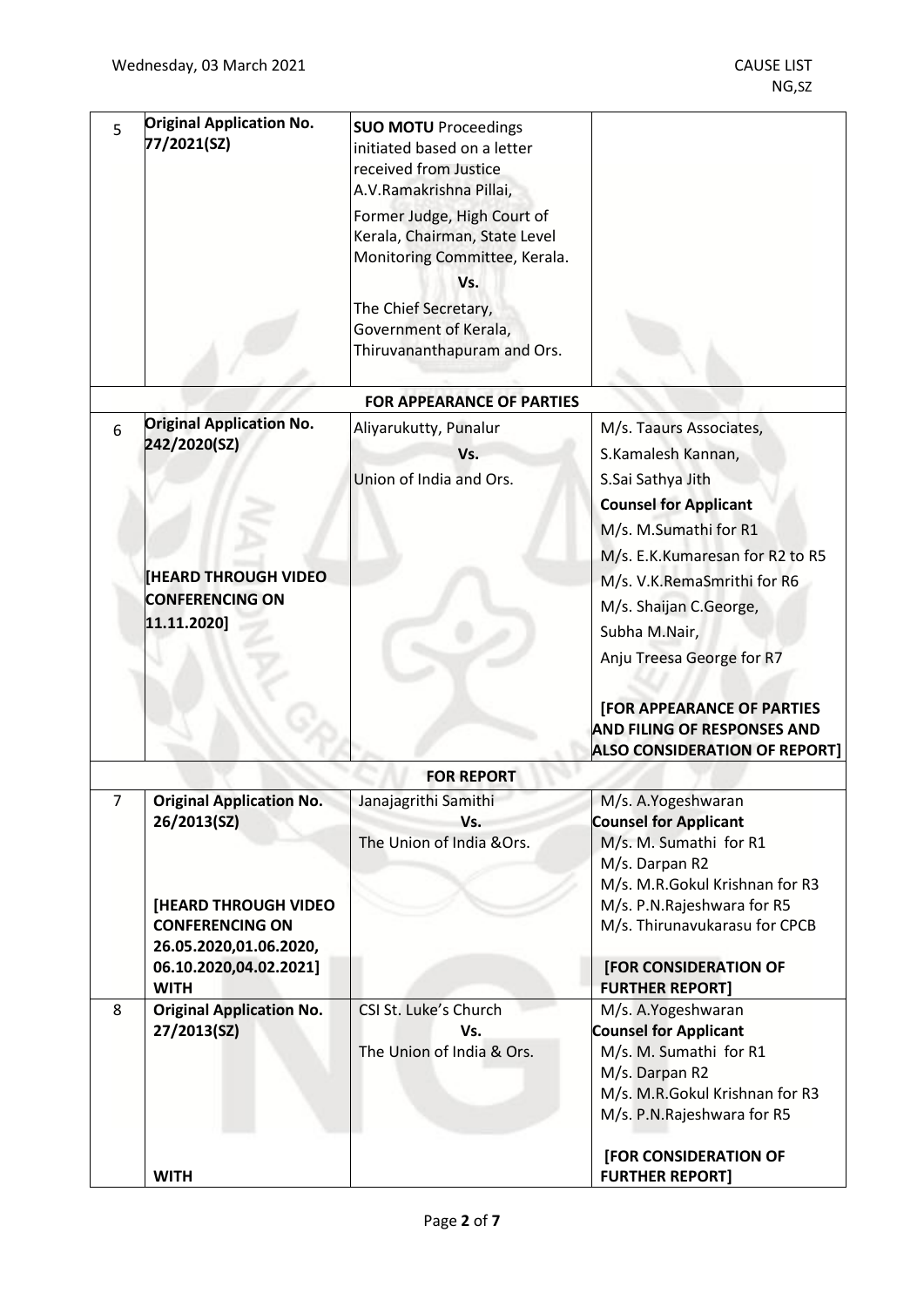| | | | |
|---|---|---|---|
| 5 | **Original Application No. 77/2021(SZ)** | **SUO MOTU** Proceedings initiated based on a letter received from Justice A.V.Ramakrishna Pillai,<br>Former Judge, High Court of Kerala, Chairman, State Level Monitoring Committee, Kerala.<br>**Vs.**<br>The Chief Secretary, Government of Kerala, Thiruvananthapuram and Ors. | |
| | | **FOR APPEARANCE OF PARTIES** | |
| 6 | **Original Application No. 242/2020(SZ)**<br><br>**[HEARD THROUGH VIDEO CONFERENCING ON 11.11.2020]** | Aliyarukutty, Punalur<br>**Vs.**<br>Union of India and Ors. | M/s. Taaurs Associates,<br>S.Kamalesh Kannan,<br>S.Sai Sathya Jith<br>**Counsel for Applicant**<br>M/s. M.Sumathi for R1<br>M/s. E.K.Kumaresan for R2 to R5<br>M/s. V.K.RemaSmrithi for R6<br>M/s. Shaijan C.George,<br>Subha M.Nair,<br>Anju Treesa George for R7<br><br>**[FOR APPEARANCE OF PARTIES AND FILING OF RESPONSES AND ALSO CONSIDERATION OF REPORT]** |
| | | **FOR REPORT** | |
| 7 | **Original Application No. 26/2013(SZ)**<br><br>**[HEARD THROUGH VIDEO CONFERENCING ON 26.05.2020,01.06.2020, 06.10.2020,04.02.2021]**<br>**WITH** | Janajagrithi Samithi<br>**Vs.**<br>The Union of India &Ors. | M/s. A.Yogeshwaran<br>**Counsel for Applicant**<br>M/s. M. Sumathi for R1<br>M/s. Darpan R2<br>M/s. M.R.Gokul Krishnan for R3<br>M/s. P.N.Rajeshwara for R5<br>M/s. Thirunavukarasu for CPCB<br><br>**[FOR CONSIDERATION OF FURTHER REPORT]** |
| 8 | **Original Application No. 27/2013(SZ)**<br><br>**WITH** | CSI St. Luke's Church<br>**Vs.**<br>The Union of India & Ors. | M/s. A.Yogeshwaran<br>**Counsel for Applicant**<br>M/s. M. Sumathi for R1<br>M/s. Darpan R2<br>M/s. M.R.Gokul Krishnan for R3<br>M/s. P.N.Rajeshwara for R5<br><br>**[FOR CONSIDERATION OF FURTHER REPORT]** |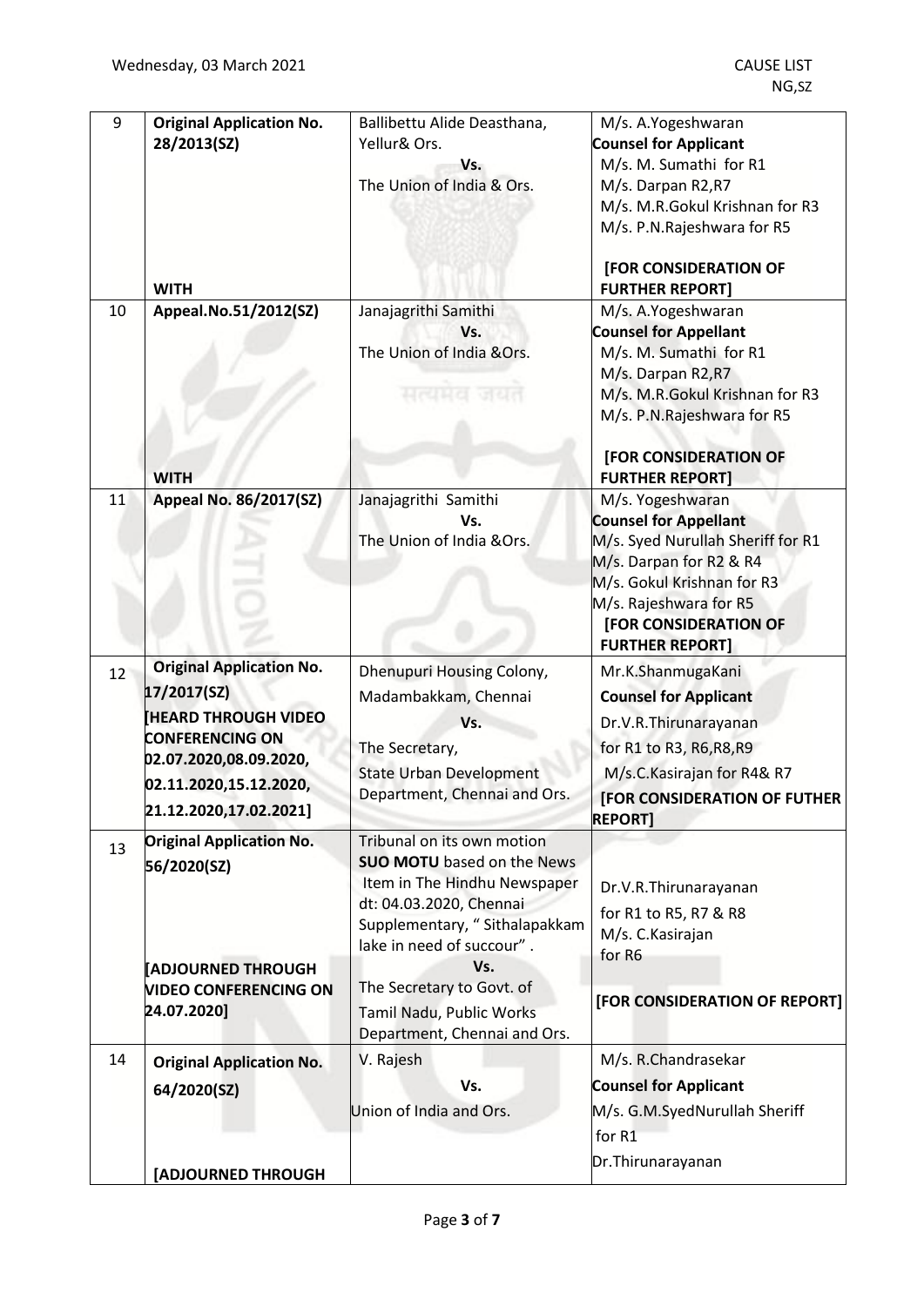| 9 | **Original Application No. 28/2013(SZ)**<br><br>**WITH** | Ballibettu Alide Deasthana, Yellur& Ors.<br>**Vs.**<br>The Union of India & Ors. | M/s. A.Yogeshwaran<br>**Counsel for Applicant**<br>M/s. M. Sumathi for R1<br>M/s. Darpan R2,R7<br>M/s. M.R.Gokul Krishnan for R3<br>M/s. P.N.Rajeshwara for R5<br><br>**[FOR CONSIDERATION OF FURTHER REPORT]** |
|---|---|---|---|
| 10 | **Appeal.No.51/2012(SZ)**<br><br>**WITH** | Janajagrithi Samithi<br>**Vs.**<br>The Union of India &Ors. | M/s. A.Yogeshwaran<br>**Counsel for Appellant**<br>M/s. M. Sumathi for R1<br>M/s. Darpan R2,R7<br>M/s. M.R.Gokul Krishnan for R3<br>M/s. P.N.Rajeshwara for R5<br><br>**[FOR CONSIDERATION OF FURTHER REPORT]** |
| 11 | **Appeal No. 86/2017(SZ)** | Janajagrithi Samithi<br>**Vs.**<br>The Union of India &Ors. | M/s. Yogeshwaran<br>**Counsel for Appellant**<br>M/s. Syed Nurullah Sheriff for R1<br>M/s. Darpan for R2 & R4<br>M/s. Gokul Krishnan for R3<br>M/s. Rajeshwara for R5<br>**[FOR CONSIDERATION OF FURTHER REPORT]** |
| 12 | **Original Application No. 17/2017(SZ)**<br>**[HEARD THROUGH VIDEO CONFERENCING ON 02.07.2020,08.09.2020, 02.11.2020,15.12.2020, 21.12.2020,17.02.2021]** | Dhenupuri Housing Colony, Madambakkam, Chennai<br>**Vs.**<br>The Secretary,<br>State Urban Development Department, Chennai and Ors. | Mr.K.ShanmugaKani<br>**Counsel for Applicant**<br>Dr.V.R.Thirunarayanan for R1 to R3, R6,R8,R9<br>M/s.C.Kasirajan for R4& R7<br>**[FOR CONSIDERATION OF FUTHER REPORT]** |
| 13 | **Original Application No. 56/2020(SZ)**<br><br>**[ADJOURNED THROUGH VIDEO CONFERENCING ON 24.07.2020]** | Tribunal on its own motion **SUO MOTU** based on the News Item in The Hindhu Newspaper dt: 04.03.2020, Chennai Supplementary, " Sithalapakkam lake in need of succour" .<br>**Vs.**<br>The Secretary to Govt. of Tamil Nadu, Public Works Department, Chennai and Ors. | Dr.V.R.Thirunarayanan for R1 to R5, R7 & R8<br>M/s. C.Kasirajan for R6<br><br>**[FOR CONSIDERATION OF REPORT]** |
| 14 | **Original Application No. 64/2020(SZ)**<br><br>**[ADJOURNED THROUGH** | V. Rajesh<br>**Vs.**<br>Union of India and Ors. | M/s. R.Chandrasekar<br>**Counsel for Applicant**<br>M/s. G.M.SyedNurullah Sheriff for R1<br>Dr.Thirunarayanan |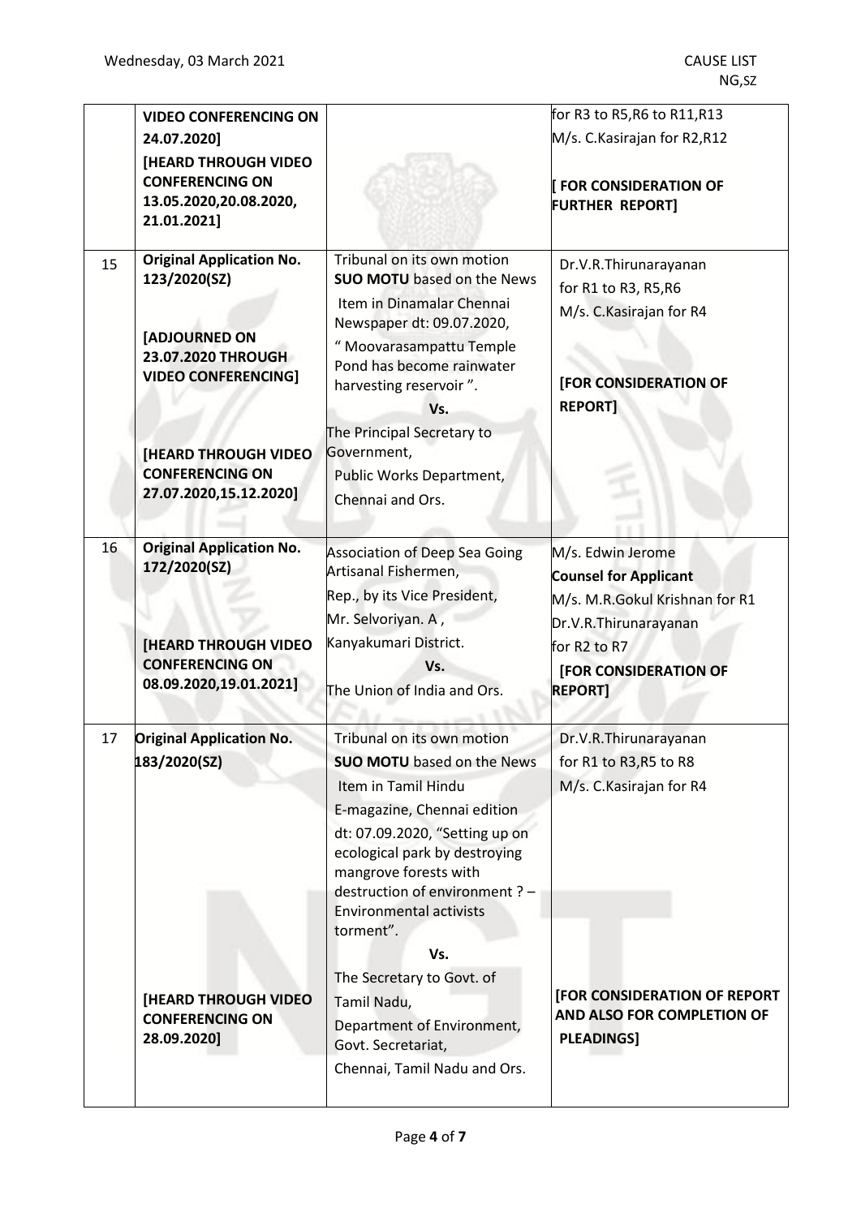| | | | |
|---|---|---|---|
| | **VIDEO CONFERENCING ON 24.07.2020]** **[HEARD THROUGH VIDEO CONFERENCING ON 13.05.2020,20.08.2020, 21.01.2021]** | | for R3 to R5,R6 to R11,R13 M/s. C.Kasirajan for R2,R12 **[ FOR CONSIDERATION OF FURTHER REPORT]** |
| 15 | **Original Application No. 123/2020(SZ)** **[ADJOURNED ON 23.07.2020 THROUGH VIDEO CONFERENCING]** **[HEARD THROUGH VIDEO CONFERENCING ON 27.07.2020,15.12.2020]** | Tribunal on its own motion **SUO MOTU** based on the News Item in Dinamalar Chennai Newspaper dt: 09.07.2020, " Moovarasampattu Temple Pond has become rainwater harvesting reservoir ". **Vs.** The Principal Secretary to Government, Public Works Department, Chennai and Ors. | Dr.V.R.Thirunarayanan for R1 to R3, R5,R6 M/s. C.Kasirajan for R4 **[FOR CONSIDERATION OF REPORT]** |
| 16 | **Original Application No. 172/2020(SZ)** **[HEARD THROUGH VIDEO CONFERENCING ON 08.09.2020,19.01.2021]** | Association of Deep Sea Going Artisanal Fishermen, Rep., by its Vice President, Mr. Selvoriyan. A , Kanyakumari District. **Vs.** The Union of India and Ors. | M/s. Edwin Jerome **Counsel for Applicant** M/s. M.R.Gokul Krishnan for R1 Dr.V.R.Thirunarayanan for R2 to R7 **[FOR CONSIDERATION OF REPORT]** |
| 17 | **Original Application No. 183/2020(SZ)** **[HEARD THROUGH VIDEO CONFERENCING ON 28.09.2020]** | Tribunal on its own motion **SUO MOTU** based on the News Item in Tamil Hindu E-magazine, Chennai edition dt: 07.09.2020, "Setting up on ecological park by destroying mangrove forests with destruction of environment ? – Environmental activists torment". **Vs.** The Secretary to Govt. of Tamil Nadu, Department of Environment, Govt. Secretariat, Chennai, Tamil Nadu and Ors. | Dr.V.R.Thirunarayanan for R1 to R3,R5 to R8 M/s. C.Kasirajan for R4 **[FOR CONSIDERATION OF REPORT AND ALSO FOR COMPLETION OF PLEADINGS]** |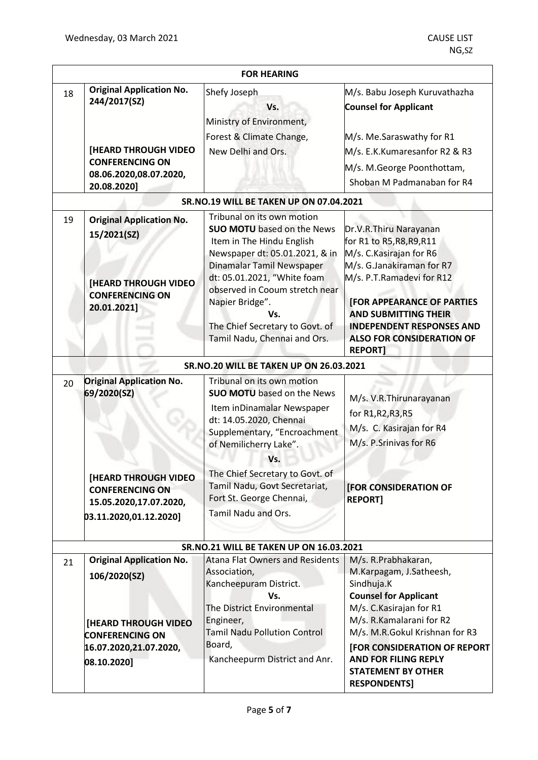| FOR HEARING | | | |
|---|---|---|---|
| 18 | **Original Application No. 244/2017(SZ)**<br><br>**[HEARD THROUGH VIDEO CONFERENCING ON 08.06.2020,08.07.2020, 20.08.2020]** | Shefy Joseph<br>**Vs.**<br>Ministry of Environment, Forest & Climate Change, New Delhi and Ors. | M/s. Babu Joseph Kuruvathazha<br>**Counsel for Applicant**<br><br>M/s. Me.Saraswathy for R1<br>M/s. E.K.Kumaresanfor R2 & R3<br>M/s. M.George Poonthottam, Shoban M Padmanaban for R4 |
| **SR.NO.19 WILL BE TAKEN UP ON 07.04.2021** | | | |
| 19 | **Original Application No. 15/2021(SZ)**<br><br>**[HEARD THROUGH VIDEO CONFERENCING ON 20.01.2021]** | Tribunal on its own motion **SUO MOTU** based on the News Item in The Hindu English Newspaper dt: 05.01.2021, & in Dinamalar Tamil Newspaper dt: 05.01.2021, "White foam observed in Cooum stretch near Napier Bridge".<br>**Vs.**<br>The Chief Secretary to Govt. of Tamil Nadu, Chennai and Ors. | Dr.V.R.Thiru Narayanan for R1 to R5,R8,R9,R11<br>M/s. C.Kasirajan for R6<br>M/s. G.Janakiraman for R7<br>M/s. P.T.Ramadevi for R12<br><br>**[FOR APPEARANCE OF PARTIES AND SUBMITTING THEIR INDEPENDENT RESPONSES AND ALSO FOR CONSIDERATION OF REPORT]** |
| **SR.NO.20 WILL BE TAKEN UP ON 26.03.2021** | | | |
| 20 | **Original Application No. 69/2020(SZ)**<br><br>**[HEARD THROUGH VIDEO CONFERENCING ON 15.05.2020,17.07.2020, 03.11.2020,01.12.2020]** | Tribunal on its own motion **SUO MOTU** based on the News Item inDinamalar Newspaper dt: 14.05.2020, Chennai Supplementary, "Encroachment of Nemilicherry Lake".<br>**Vs.**<br>The Chief Secretary to Govt. of Tamil Nadu, Govt Secretariat, Fort St. George Chennai, Tamil Nadu and Ors. | M/s. V.R.Thirunarayanan for R1,R2,R3,R5<br>M/s. C. Kasirajan for R4<br>M/s. P.Srinivas for R6<br><br>**[FOR CONSIDERATION OF REPORT]** |
| **SR.NO.21 WILL BE TAKEN UP ON 16.03.2021** | | | |
| 21 | **Original Application No. 106/2020(SZ)**<br><br>**[HEARD THROUGH VIDEO CONFERENCING ON 16.07.2020,21.07.2020, 08.10.2020]** | Atana Flat Owners and Residents Association, Kancheepuram District.<br>**Vs.**<br>The District Environmental Engineer, Tamil Nadu Pollution Control Board, Kancheepurm District and Anr. | M/s. R.Prabhakaran, M.Karpagam, J.Satheesh, Sindhuja.K<br>**Counsel for Applicant**<br>M/s. C.Kasirajan for R1<br>M/s. R.Kamalarani for R2<br>M/s. M.R.Gokul Krishnan for R3<br>**[FOR CONSIDERATION OF REPORT AND FOR FILING REPLY STATEMENT BY OTHER RESPONDENTS]** |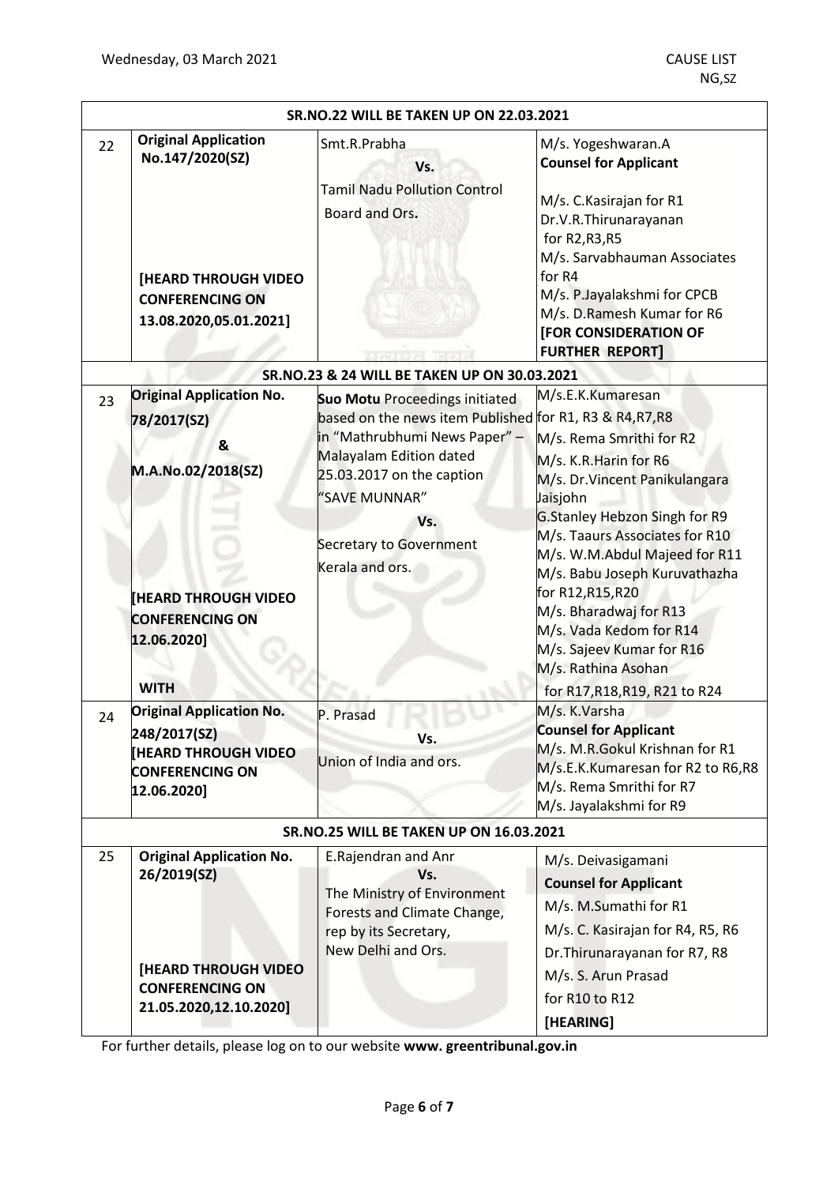| SR.NO.22 WILL BE TAKEN UP ON 22.03.2021 | | | |
|---|---|---|---|
| 22 | **Original Application No.147/2020(SZ)**<br><br>**[HEARD THROUGH VIDEO CONFERENCING ON 13.08.2020,05.01.2021]** | Smt.R.Prabha<br>Vs.<br>Tamil Nadu Pollution Control Board and Ors. | M/s. Yogeshwaran.A<br>**Counsel for Applicant**<br><br>M/s. C.Kasirajan for R1<br>Dr.V.R.Thirunarayanan for R2,R3,R5<br>M/s. Sarvabhauman Associates for R4<br>M/s. P.Jayalakshmi for CPCB<br>M/s. D.Ramesh Kumar for R6<br>**[FOR CONSIDERATION OF FURTHER REPORT]** |
| **SR.NO.23 & 24 WILL BE TAKEN UP ON 30.03.2021** | | | |
| 23 | **Original Application No. 78/2017(SZ)**<br>**&**<br>**M.A.No.02/2018(SZ)**<br><br>**[HEARD THROUGH VIDEO CONFERENCING ON 12.06.2020]**<br><br>**WITH** | **Suo Motu** Proceedings initiated based on the news item Published in "Mathrubhumi News Paper" – Malayalam Edition dated 25.03.2017 on the caption "SAVE MUNNAR"<br>Vs.<br>Secretary to Government Kerala and ors. | M/s.E.K.Kumaresan for R1, R3 & R4,R7,R8<br>M/s. Rema Smrithi for R2<br>M/s. K.R.Harin for R6<br>M/s. Dr.Vincent Panikulangara Jaisjohn<br>G.Stanley Hebzon Singh for R9<br>M/s. Taaurs Associates for R10<br>M/s. W.M.Abdul Majeed for R11<br>M/s. Babu Joseph Kuruvathazha for R12,R15,R20<br>M/s. Bharadwaj for R13<br>M/s. Vada Kedom for R14<br>M/s. Sajeev Kumar for R16<br>M/s. Rathina Asohan for R17,R18,R19, R21 to R24 |
| 24 | **Original Application No. 248/2017(SZ)**<br>**[HEARD THROUGH VIDEO CONFERENCING ON 12.06.2020]** | P. Prasad<br>Vs.<br>Union of India and ors. | M/s. K.Varsha<br>**Counsel for Applicant**<br>M/s. M.R.Gokul Krishnan for R1<br>M/s.E.K.Kumaresan for R2 to R6,R8<br>M/s. Rema Smrithi for R7<br>M/s. Jayalakshmi for R9 |
| **SR.NO.25 WILL BE TAKEN UP ON 16.03.2021** | | | |
| 25 | **Original Application No. 26/2019(SZ)**<br><br>**[HEARD THROUGH VIDEO CONFERENCING ON 21.05.2020,12.10.2020]** | E.Rajendran and Anr<br>Vs.<br>The Ministry of Environment Forests and Climate Change, rep by its Secretary, New Delhi and Ors. | M/s. Deivasigamani<br>**Counsel for Applicant**<br>M/s. M.Sumathi for R1<br>M/s. C. Kasirajan for R4, R5, R6<br>Dr.Thirunarayanan for R7, R8<br>M/s. S. Arun Prasad for R10 to R12<br>**[HEARING]** |

For further details, please log on to our website **www. greentribunal.gov.in**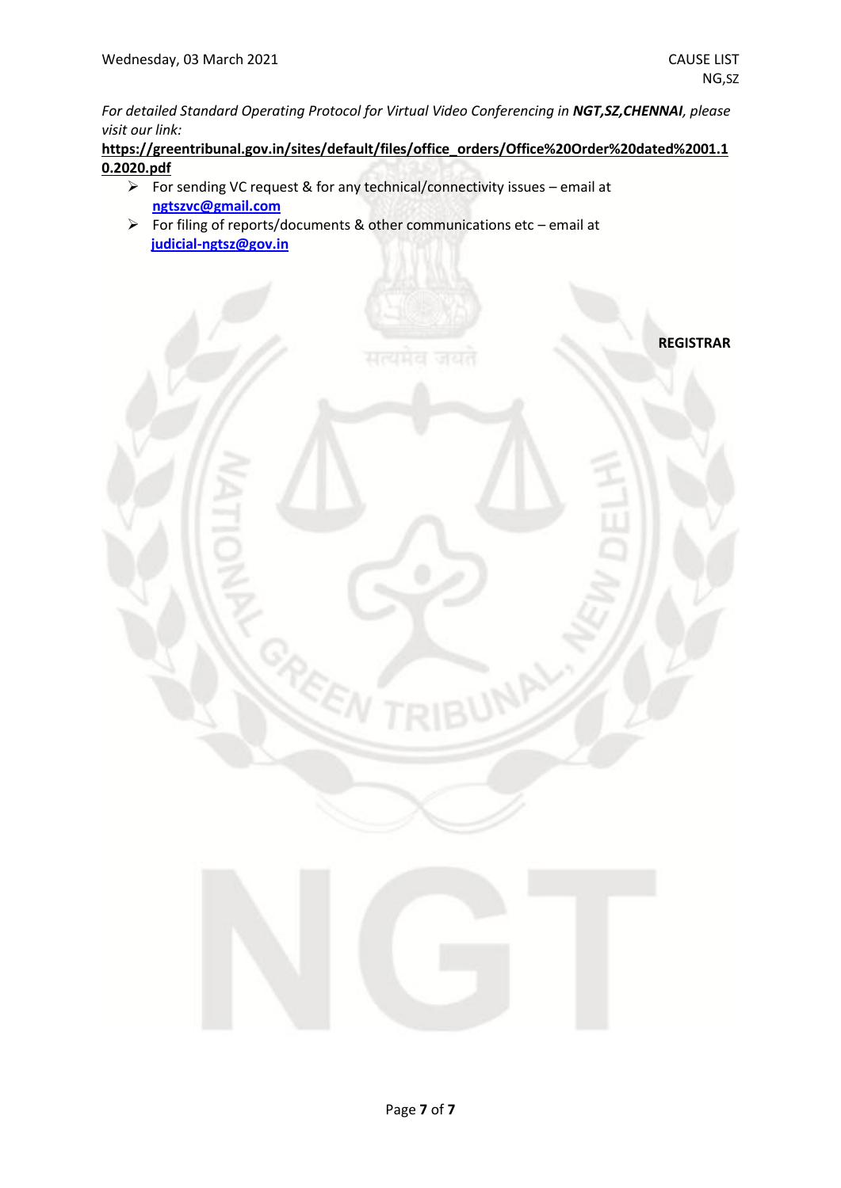*For detailed Standard Operating Protocol for Virtual Video Conferencing in **NGT,SZ,CHENNAI**, please visit our link:*

**https://greentribunal.gov.in/sites/default/files/office_orders/Office%20Order%20dated%2001.10.2020.pdf**

- For sending VC request & for any technical/connectivity issues – email at **ngtszvc@gmail.com**
- For filing of reports/documents & other communications etc – email at **judicial-ngtsz@gov.in**

**REGISTRAR**